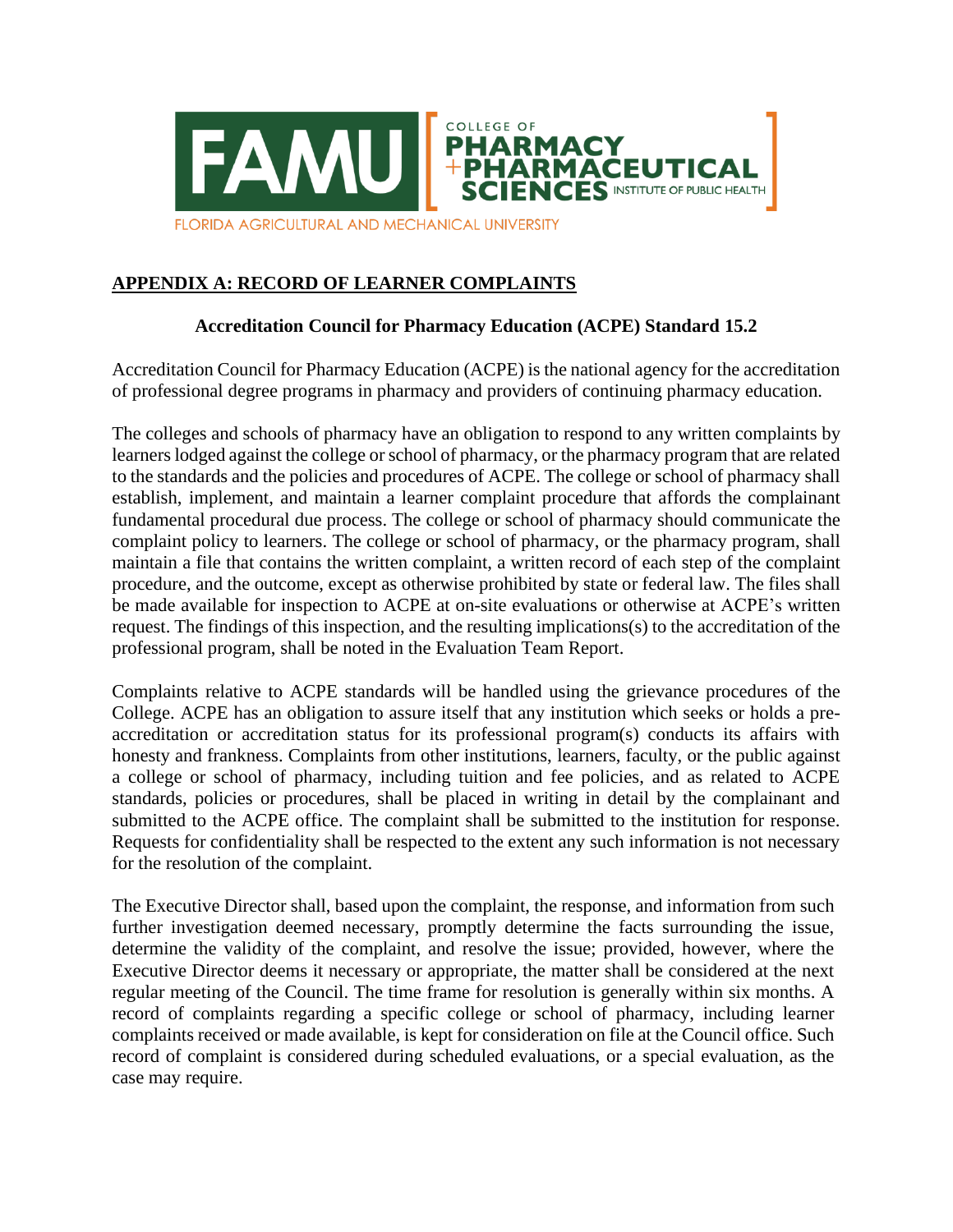FAMU | COLLEGE OF PHARMACY + PHARMACEUTICAL SCIENCES INSTITUTE OF PUBLIC HEALTH

FLORIDA AGRICULTURAL AND MECHANICAL UNIVERSITY

## APPENDIX A: RECORD OF LEARNER COMPLAINTS

### Accreditation Council for Pharmacy Education (ACPE) Standard 15.2

Accreditation Council for Pharmacy Education (ACPE) is the national agency for the accreditation of professional degree programs in pharmacy and providers of continuing pharmacy education.

The colleges and schools of pharmacy have an obligation to respond to any written complaints by learners lodged against the college or school of pharmacy, or the pharmacy program that are related to the standards and the policies and procedures of ACPE. The college or school of pharmacy shall establish, implement, and maintain a learner complaint procedure that affords the complainant fundamental procedural due process. The college or school of pharmacy should communicate the complaint policy to learners. The college or school of pharmacy, or the pharmacy program, shall maintain a file that contains the written complaint, a written record of each step of the complaint procedure, and the outcome, except as otherwise prohibited by state or federal law. The files shall be made available for inspection to ACPE at on-site evaluations or otherwise at ACPE's written request. The findings of this inspection, and the resulting implications(s) to the accreditation of the professional program, shall be noted in the Evaluation Team Report.

Complaints relative to ACPE standards will be handled using the grievance procedures of the College. ACPE has an obligation to assure itself that any institution which seeks or holds a pre-accreditation or accreditation status for its professional program(s) conducts its affairs with honesty and frankness. Complaints from other institutions, learners, faculty, or the public against a college or school of pharmacy, including tuition and fee policies, and as related to ACPE standards, policies or procedures, shall be placed in writing in detail by the complainant and submitted to the ACPE office. The complaint shall be submitted to the institution for response. Requests for confidentiality shall be respected to the extent any such information is not necessary for the resolution of the complaint.

The Executive Director shall, based upon the complaint, the response, and information from such further investigation deemed necessary, promptly determine the facts surrounding the issue, determine the validity of the complaint, and resolve the issue; provided, however, where the Executive Director deems it necessary or appropriate, the matter shall be considered at the next regular meeting of the Council. The time frame for resolution is generally within six months. A record of complaints regarding a specific college or school of pharmacy, including learner complaints received or made available, is kept for consideration on file at the Council office. Such record of complaint is considered during scheduled evaluations, or a special evaluation, as the case may require.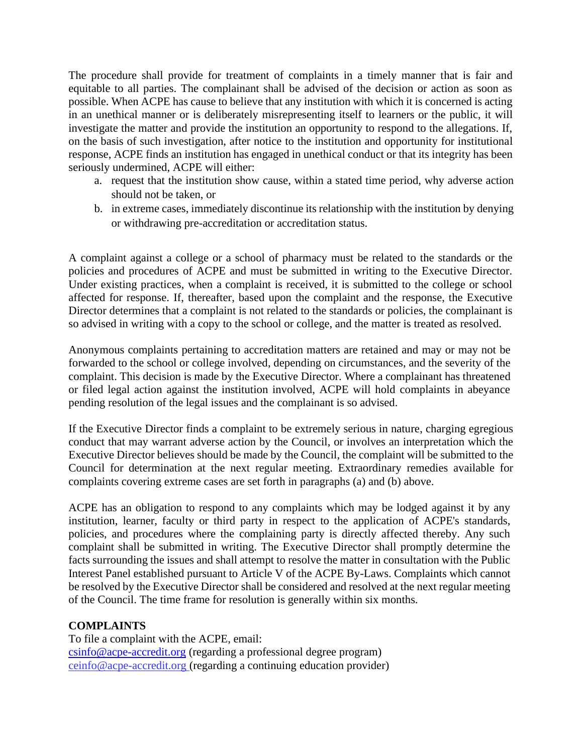The procedure shall provide for treatment of complaints in a timely manner that is fair and equitable to all parties. The complainant shall be advised of the decision or action as soon as possible. When ACPE has cause to believe that any institution with which it is concerned is acting in an unethical manner or is deliberately misrepresenting itself to learners or the public, it will investigate the matter and provide the institution an opportunity to respond to the allegations. If, on the basis of such investigation, after notice to the institution and opportunity for institutional response, ACPE finds an institution has engaged in unethical conduct or that its integrity has been seriously undermined, ACPE will either:

a. request that the institution show cause, within a stated time period, why adverse action should not be taken, or
b. in extreme cases, immediately discontinue its relationship with the institution by denying or withdrawing pre-accreditation or accreditation status.

A complaint against a college or a school of pharmacy must be related to the standards or the policies and procedures of ACPE and must be submitted in writing to the Executive Director. Under existing practices, when a complaint is received, it is submitted to the college or school affected for response. If, thereafter, based upon the complaint and the response, the Executive Director determines that a complaint is not related to the standards or policies, the complainant is so advised in writing with a copy to the school or college, and the matter is treated as resolved.

Anonymous complaints pertaining to accreditation matters are retained and may or may not be forwarded to the school or college involved, depending on circumstances, and the severity of the complaint. This decision is made by the Executive Director. Where a complainant has threatened or filed legal action against the institution involved, ACPE will hold complaints in abeyance pending resolution of the legal issues and the complainant is so advised.

If the Executive Director finds a complaint to be extremely serious in nature, charging egregious conduct that may warrant adverse action by the Council, or involves an interpretation which the Executive Director believes should be made by the Council, the complaint will be submitted to the Council for determination at the next regular meeting. Extraordinary remedies available for complaints covering extreme cases are set forth in paragraphs (a) and (b) above.

ACPE has an obligation to respond to any complaints which may be lodged against it by any institution, learner, faculty or third party in respect to the application of ACPE's standards, policies, and procedures where the complaining party is directly affected thereby. Any such complaint shall be submitted in writing. The Executive Director shall promptly determine the facts surrounding the issues and shall attempt to resolve the matter in consultation with the Public Interest Panel established pursuant to Article V of the ACPE By-Laws. Complaints which cannot be resolved by the Executive Director shall be considered and resolved at the next regular meeting of the Council. The time frame for resolution is generally within six months.

**COMPLAINTS**

To file a complaint with the ACPE, email:
csinfo@acpe-accredit.org (regarding a professional degree program)
ceinfo@acpe-accredit.org (regarding a continuing education provider)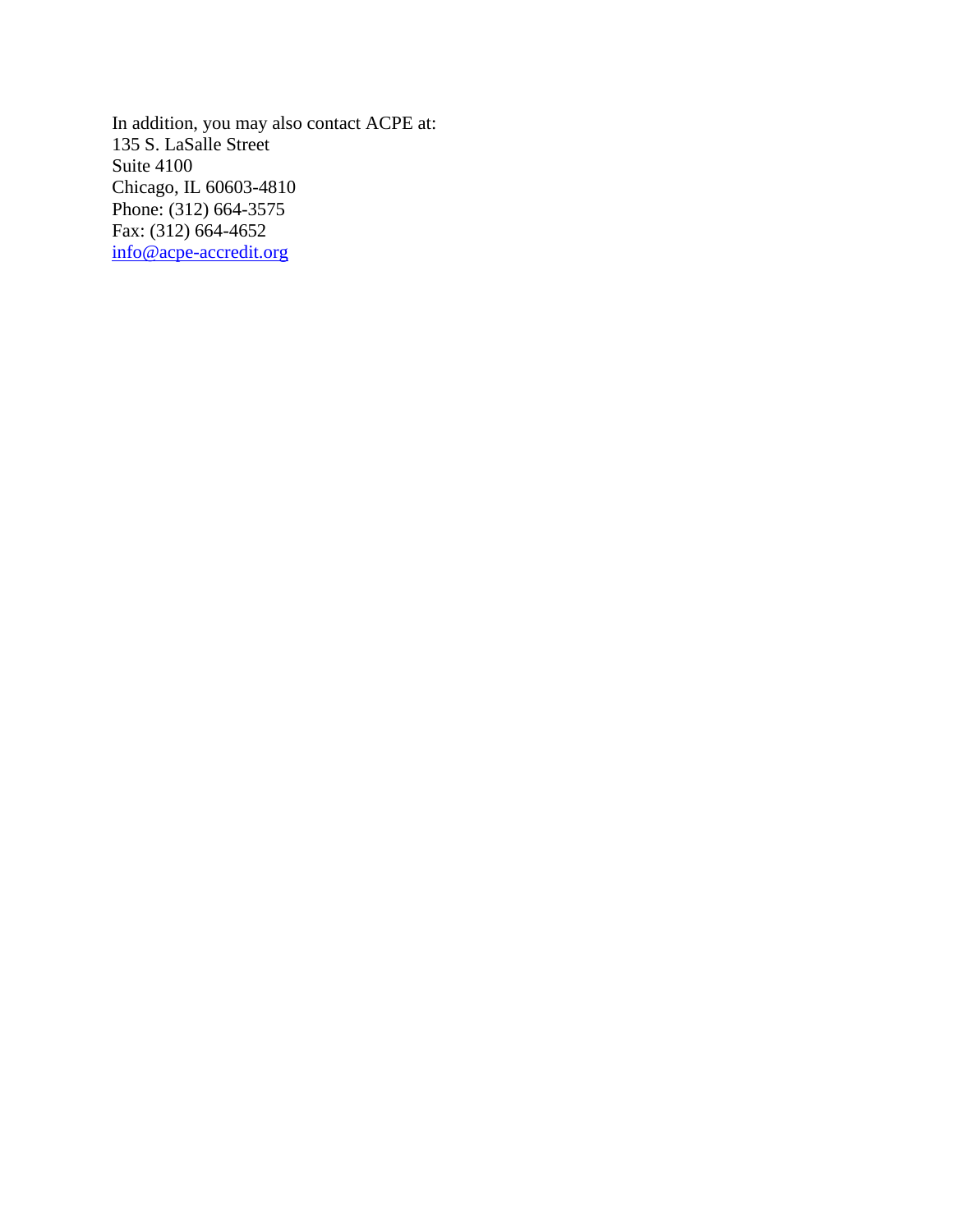In addition, you may also contact ACPE at:  
135 S. LaSalle Street  
Suite 4100  
Chicago, IL 60603-4810  
Phone: (312) 664-3575  
Fax: (312) 664-4652  
info@acpe-accredit.org